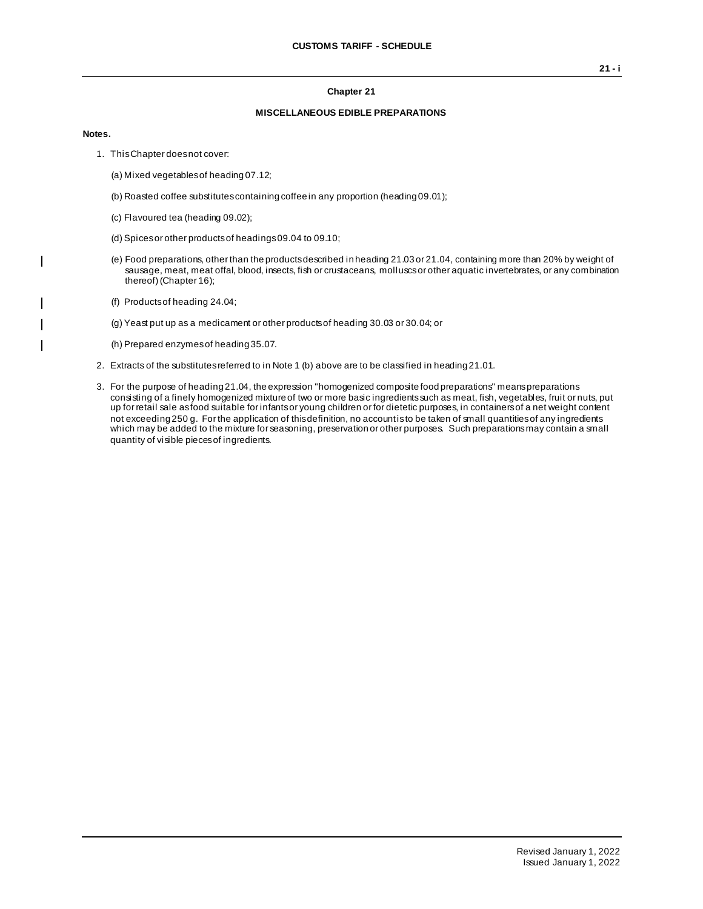# Chapter 21

## MISCELLANEOUS EDIBLE PREPARATIONS

**Notes.**

1. This Chapter does not cover:

   (a) Mixed vegetables of heading 07.12;

   (b) Roasted coffee substitutes containing coffee in any proportion (heading 09.01);

   (c) Flavoured tea (heading 09.02);

   (d) Spices or other products of headings 09.04 to 09.10;

   (e) Food preparations, other than the products described in heading 21.03 or 21.04, containing more than 20% by weight of sausage, meat, meat offal, blood, insects, fish or crustaceans, molluscs or other aquatic invertebrates, or any combination thereof) (Chapter 16);

   (f) Products of heading 24.04;

   (g) Yeast put up as a medicament or other products of heading 30.03 or 30.04; or

   (h) Prepared enzymes of heading 35.07.

2. Extracts of the substitutes referred to in Note 1 (b) above are to be classified in heading 21.01.

3. For the purpose of heading 21.04, the expression "homogenized composite food preparations" means preparations consisting of a finely homogenized mixture of two or more basic ingredients such as meat, fish, vegetables, fruit or nuts, put up for retail sale as food suitable for infants or young children or for dietetic purposes, in containers of a net weight content not exceeding 250 g. For the application of this definition, no account is to be taken of small quantities of any ingredients which may be added to the mixture for seasoning, preservation or other purposes. Such preparations may contain a small quantity of visible pieces of ingredients.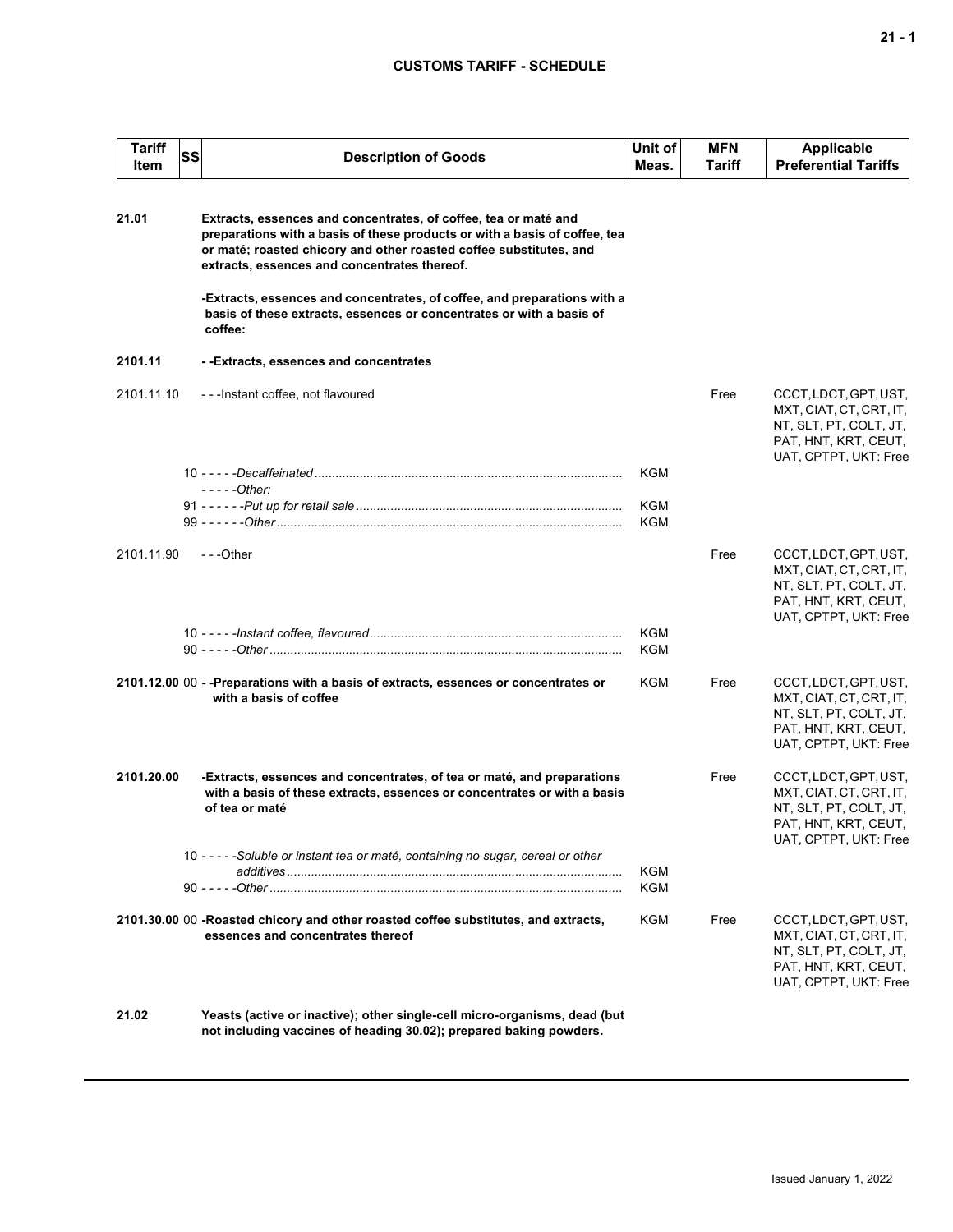| Tariff Item | SS | Description of Goods | Unit of Meas. | MFN Tariff | Applicable Preferential Tariffs |
|---|---|---|---|---|---|
| **21.01** | | **Extracts, essences and concentrates, of coffee, tea or maté and preparations with a basis of these products or with a basis of coffee, tea or maté; roasted chicory and other roasted coffee substitutes, and extracts, essences and concentrates thereof.** | | | |
| | | **-Extracts, essences and concentrates, of coffee, and preparations with a basis of these extracts, essences or concentrates or with a basis of coffee:** | | | |
| **2101.11** | | **- -Extracts, essences and concentrates** | | | |
| 2101.11.10 | | - - -Instant coffee, not flavoured | | Free | CCCT, LDCT, GPT, UST, MXT, CIAT, CT, CRT, IT, NT, SLT, PT, COLT, JT, PAT, HNT, KRT, CEUT, UAT, CPTPT, UKT: Free |
| | 10 | - - - - -*Decaffeinated* | KGM | | |
| | | - - - - -*Other:* | | | |
| | 91 | - - - - - -*Put up for retail sale* | KGM | | |
| | 99 | - - - - - -*Other* | KGM | | |
| 2101.11.90 | | - - -Other | | Free | CCCT, LDCT, GPT, UST, MXT, CIAT, CT, CRT, IT, NT, SLT, PT, COLT, JT, PAT, HNT, KRT, CEUT, UAT, CPTPT, UKT: Free |
| | 10 | - - - - -*Instant coffee, flavoured* | KGM | | |
| | 90 | - - - - -*Other* | KGM | | |
| **2101.12.00** | 00 | **- -Preparations with a basis of extracts, essences or concentrates or with a basis of coffee** | KGM | Free | CCCT, LDCT, GPT, UST, MXT, CIAT, CT, CRT, IT, NT, SLT, PT, COLT, JT, PAT, HNT, KRT, CEUT, UAT, CPTPT, UKT: Free |
| **2101.20.00** | | **-Extracts, essences and concentrates, of tea or maté, and preparations with a basis of these extracts, essences or concentrates or with a basis of tea or maté** | | Free | CCCT, LDCT, GPT, UST, MXT, CIAT, CT, CRT, IT, NT, SLT, PT, COLT, JT, PAT, HNT, KRT, CEUT, UAT, CPTPT, UKT: Free |
| | 10 | - - - - -*Soluble or instant tea or maté, containing no sugar, cereal or other additives* | KGM | | |
| | 90 | - - - - -*Other* | KGM | | |
| **2101.30.00** | 00 | **-Roasted chicory and other roasted coffee substitutes, and extracts, essences and concentrates thereof** | KGM | Free | CCCT, LDCT, GPT, UST, MXT, CIAT, CT, CRT, IT, NT, SLT, PT, COLT, JT, PAT, HNT, KRT, CEUT, UAT, CPTPT, UKT: Free |
| **21.02** | | **Yeasts (active or inactive); other single-cell micro-organisms, dead (but not including vaccines of heading 30.02); prepared baking powders.** | | | |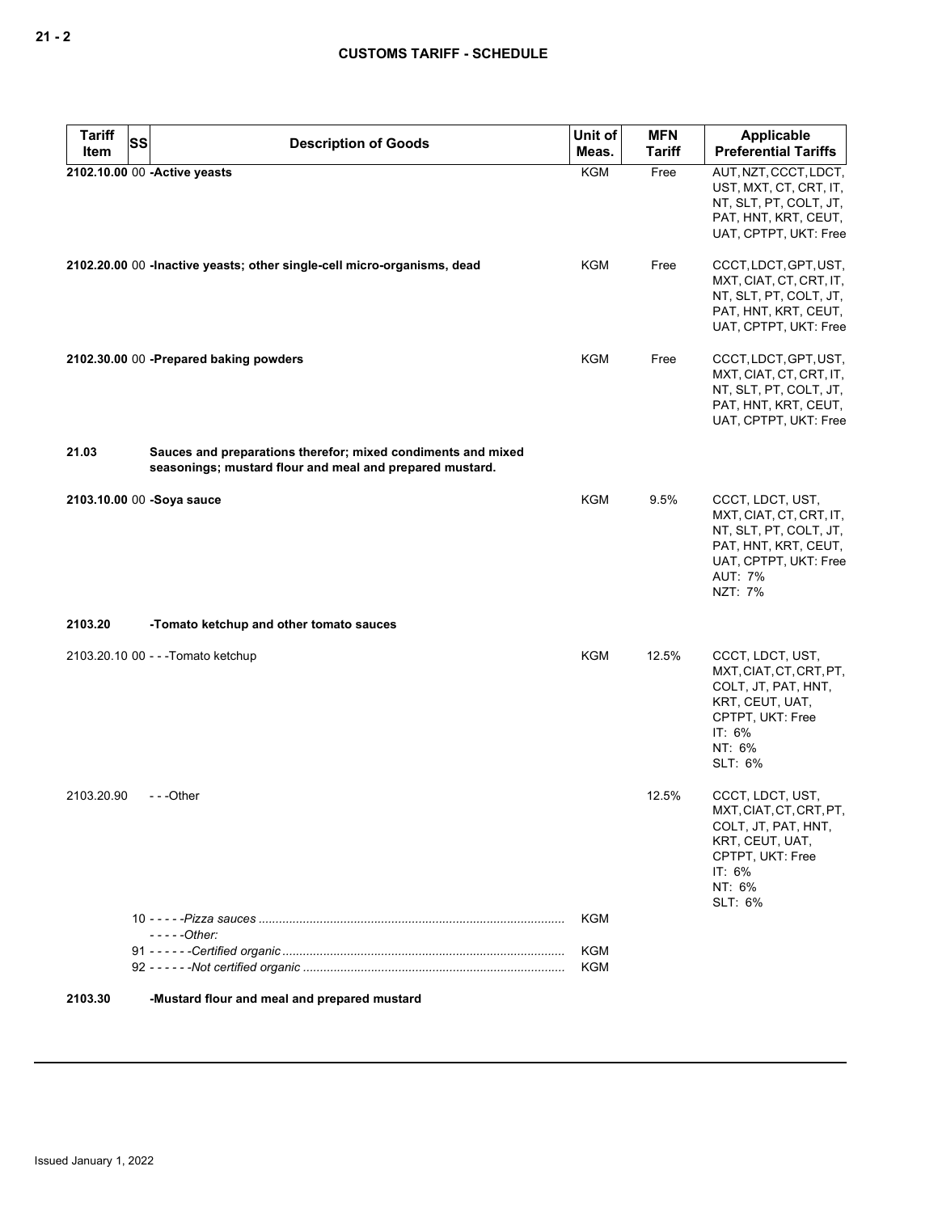| Tariff Item | SS | Description of Goods | Unit of Meas. | MFN Tariff | Applicable Preferential Tariffs |
|---|---|---|---|---|---|
| **2102.10.00** | 00 | **-Active yeasts** | KGM | Free | AUT, NZT, CCCT, LDCT, UST, MXT, CT, CRT, IT, NT, SLT, PT, COLT, JT, PAT, HNT, KRT, CEUT, UAT, CPTPT, UKT: Free |
| **2102.20.00** | 00 | **-Inactive yeasts; other single-cell micro-organisms, dead** | KGM | Free | CCCT, LDCT, GPT, UST, MXT, CIAT, CT, CRT, IT, NT, SLT, PT, COLT, JT, PAT, HNT, KRT, CEUT, UAT, CPTPT, UKT: Free |
| **2102.30.00** | 00 | **-Prepared baking powders** | KGM | Free | CCCT, LDCT, GPT, UST, MXT, CIAT, CT, CRT, IT, NT, SLT, PT, COLT, JT, PAT, HNT, KRT, CEUT, UAT, CPTPT, UKT: Free |
| **21.03** | | **Sauces and preparations therefor; mixed condiments and mixed seasonings; mustard flour and meal and prepared mustard.** | | | |
| **2103.10.00** | 00 | **-Soya sauce** | KGM | 9.5% | CCCT, LDCT, UST, MXT, CIAT, CT, CRT, IT, NT, SLT, PT, COLT, JT, PAT, HNT, KRT, CEUT, UAT, CPTPT, UKT: Free<br>AUT: 7%<br>NZT: 7% |
| **2103.20** | | **-Tomato ketchup and other tomato sauces** | | | |
| 2103.20.10 | 00 | - - -Tomato ketchup | KGM | 12.5% | CCCT, LDCT, UST, MXT, CIAT, CT, CRT, PT, COLT, JT, PAT, HNT, KRT, CEUT, UAT, CPTPT, UKT: Free<br>IT: 6%<br>NT: 6%<br>SLT: 6% |
| 2103.20.90 | | - - -Other | | 12.5% | CCCT, LDCT, UST, MXT, CIAT, CT, CRT, PT, COLT, JT, PAT, HNT, KRT, CEUT, UAT, CPTPT, UKT: Free<br>IT: 6%<br>NT: 6%<br>SLT: 6% |
| | 10 | - - - - -*Pizza sauces* | KGM | | |
| | | - - - - -*Other:* | | | |
| | 91 | - - - - - -*Certified organic* | KGM | | |
| | 92 | - - - - - -*Not certified organic* | KGM | | |
| **2103.30** | | **-Mustard flour and meal and prepared mustard** | | | |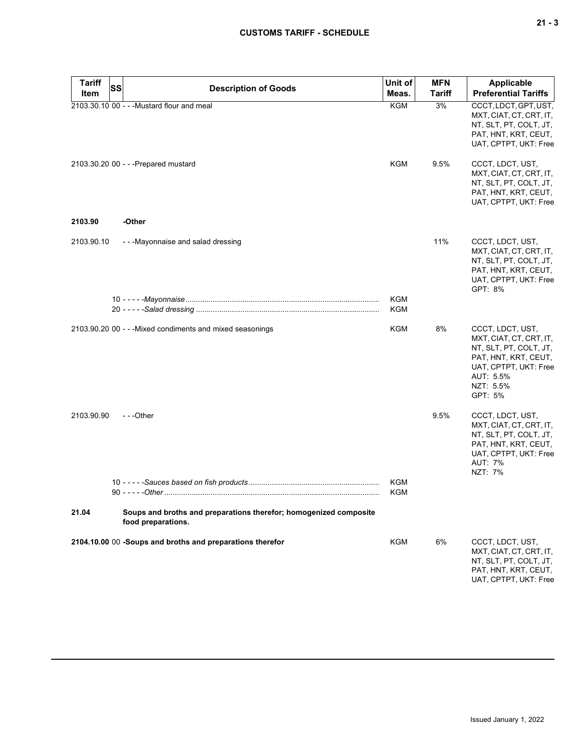| Tariff Item | SS | Description of Goods | Unit of Meas. | MFN Tariff | Applicable Preferential Tariffs |
|---|---|---|---|---|---|
| 2103.30.10 | 00 | - - -Mustard flour and meal | KGM | 3% | CCCT, LDCT, GPT, UST, MXT, CIAT, CT, CRT, IT, NT, SLT, PT, COLT, JT, PAT, HNT, KRT, CEUT, UAT, CPTPT, UKT: Free |
| 2103.30.20 | 00 | - - -Prepared mustard | KGM | 9.5% | CCCT, LDCT, UST, MXT, CIAT, CT, CRT, IT, NT, SLT, PT, COLT, JT, PAT, HNT, KRT, CEUT, UAT, CPTPT, UKT: Free |
| **2103.90** | | **-Other** | | | |
| 2103.90.10 | | - - -Mayonnaise and salad dressing | | 11% | CCCT, LDCT, UST, MXT, CIAT, CT, CRT, IT, NT, SLT, PT, COLT, JT, PAT, HNT, KRT, CEUT, UAT, CPTPT, UKT: Free<br>GPT: 8% |
| | 10 | - - - - -*Mayonnaise* | KGM | | |
| | 20 | - - - - -*Salad dressing* | KGM | | |
| 2103.90.20 | 00 | - - -Mixed condiments and mixed seasonings | KGM | 8% | CCCT, LDCT, UST, MXT, CIAT, CT, CRT, IT, NT, SLT, PT, COLT, JT, PAT, HNT, KRT, CEUT, UAT, CPTPT, UKT: Free<br>AUT: 5.5%<br>NZT: 5.5%<br>GPT: 5% |
| 2103.90.90 | | - - -Other | | 9.5% | CCCT, LDCT, UST, MXT, CIAT, CT, CRT, IT, NT, SLT, PT, COLT, JT, PAT, HNT, KRT, CEUT, UAT, CPTPT, UKT: Free<br>AUT: 7%<br>NZT: 7% |
| | 10 | - - - - -*Sauces based on fish products* | KGM | | |
| | 90 | - - - - -*Other* | KGM | | |
| **21.04** | | **Soups and broths and preparations therefor; homogenized composite food preparations.** | | | |
| **2104.10.00** | 00 | **-Soups and broths and preparations therefor** | KGM | 6% | CCCT, LDCT, UST, MXT, CIAT, CT, CRT, IT, NT, SLT, PT, COLT, JT, PAT, HNT, KRT, CEUT, UAT, CPTPT, UKT: Free |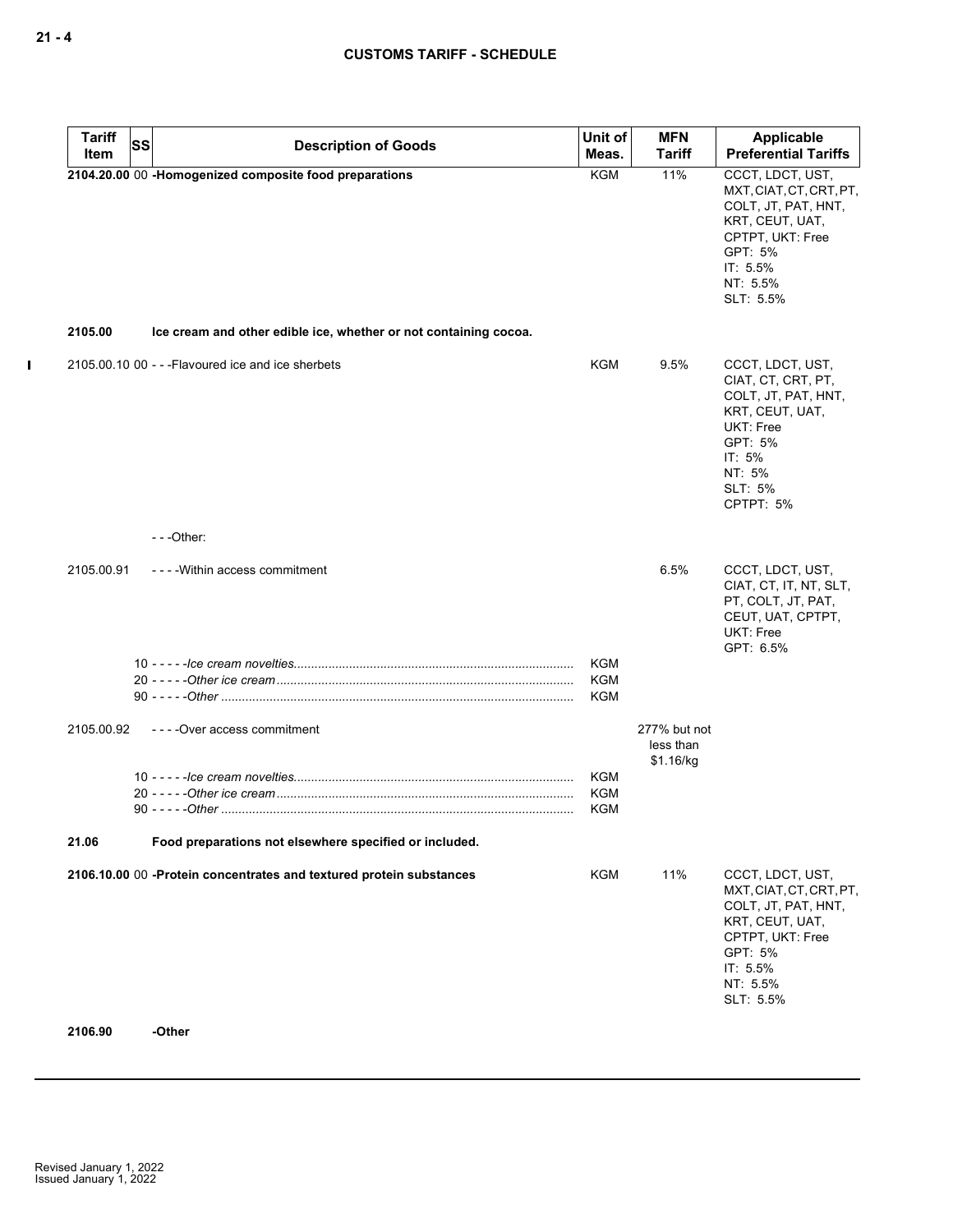| Tariff Item | SS | Description of Goods | Unit of Meas. | MFN Tariff | Applicable Preferential Tariffs |
|---|---|---|---|---|---|
| **2104.20.00** | 00 | **-Homogenized composite food preparations** | KGM | 11% | CCCT, LDCT, UST, MXT, CIAT, CT, CRT, PT, COLT, JT, PAT, HNT, KRT, CEUT, UAT, CPTPT, UKT: Free<br>GPT: 5%<br>IT: 5.5%<br>NT: 5.5%<br>SLT: 5.5% |
| **2105.00** | | **Ice cream and other edible ice, whether or not containing cocoa.** | | | |
| 2105.00.10 | 00 | - - -Flavoured ice and ice sherbets | KGM | 9.5% | CCCT, LDCT, UST, CIAT, CT, CRT, PT, COLT, JT, PAT, HNT, KRT, CEUT, UAT, UKT: Free<br>GPT: 5%<br>IT: 5%<br>NT: 5%<br>SLT: 5%<br>CPTPT: 5% |
| | | - - -Other: | | | |
| 2105.00.91 | | - - - -Within access commitment | | 6.5% | CCCT, LDCT, UST, CIAT, CT, IT, NT, SLT, PT, COLT, JT, PAT, CEUT, UAT, CPTPT, UKT: Free<br>GPT: 6.5% |
| | 10 | - - - - -*Ice cream novelties* | KGM | | |
| | 20 | - - - - -*Other ice cream* | KGM | | |
| | 90 | - - - - -*Other* | KGM | | |
| 2105.00.92 | | - - - -Over access commitment | | 277% but not less than $1.16/kg | |
| | 10 | - - - - -*Ice cream novelties* | KGM | | |
| | 20 | - - - - -*Other ice cream* | KGM | | |
| | 90 | - - - - -*Other* | KGM | | |
| **21.06** | | **Food preparations not elsewhere specified or included.** | | | |
| **2106.10.00** | 00 | **-Protein concentrates and textured protein substances** | KGM | 11% | CCCT, LDCT, UST, MXT, CIAT, CT, CRT, PT, COLT, JT, PAT, HNT, KRT, CEUT, UAT, CPTPT, UKT: Free<br>GPT: 5%<br>IT: 5.5%<br>NT: 5.5%<br>SLT: 5.5% |
| **2106.90** | | **-Other** | | | |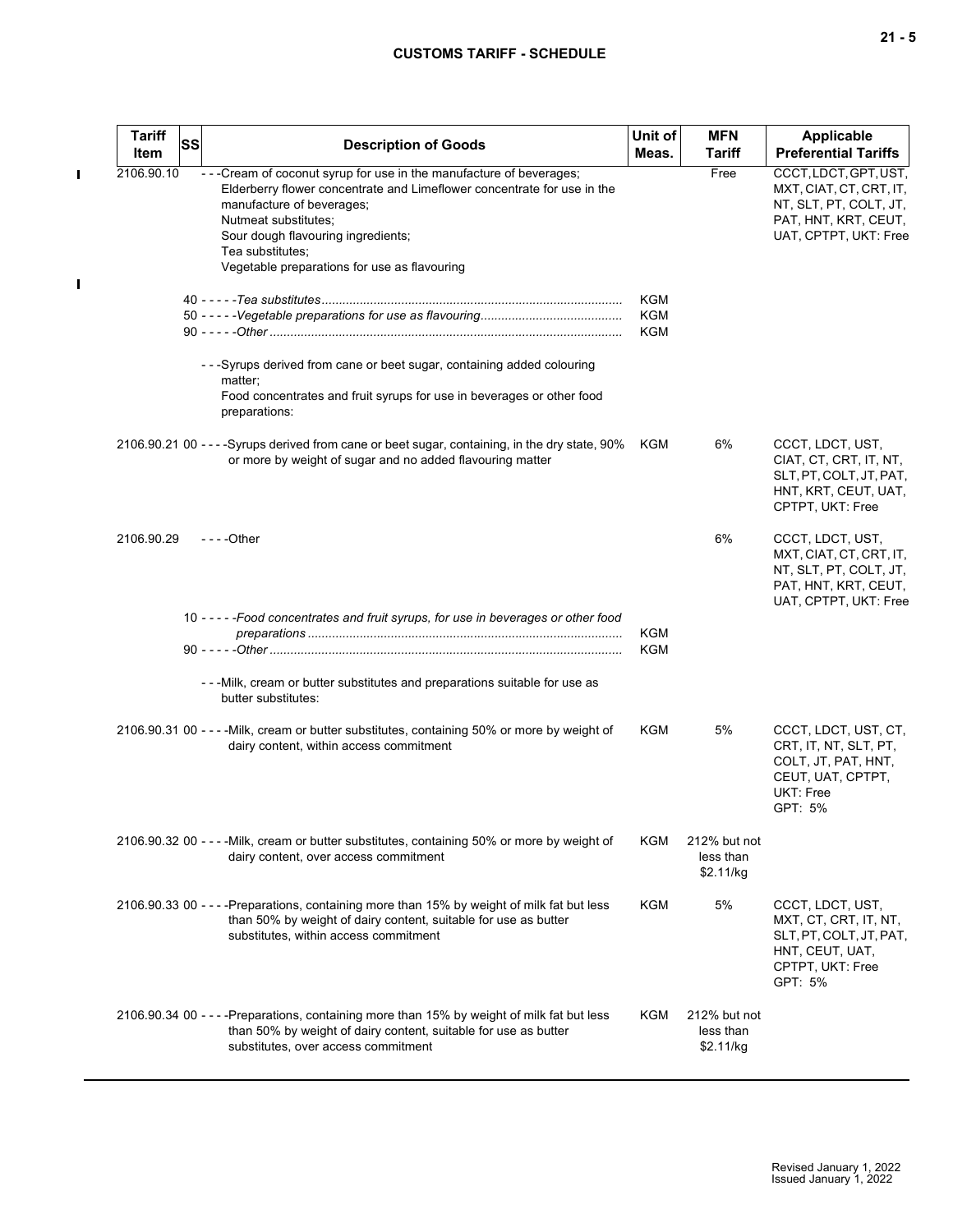| Tariff Item | SS | Description of Goods | Unit of Meas. | MFN Tariff | Applicable Preferential Tariffs |
|---|---|---|---|---|---|
| 2106.90.10 | | - - -Cream of coconut syrup for use in the manufacture of beverages;<br>Elderberry flower concentrate and Limeflower concentrate for use in the manufacture of beverages;<br>Nutmeat substitutes;<br>Sour dough flavouring ingredients;<br>Tea substitutes;<br>Vegetable preparations for use as flavouring | | Free | CCCT, LDCT, GPT, UST, MXT, CIAT, CT, CRT, IT, NT, SLT, PT, COLT, JT, PAT, HNT, KRT, CEUT, UAT, CPTPT, UKT: Free |
| | 40 | - - - - -*Tea substitutes* | KGM | | |
| | 50 | - - - - -*Vegetable preparations for use as flavouring* | KGM | | |
| | 90 | - - - - -*Other* | KGM | | |
| | | - - -Syrups derived from cane or beet sugar, containing added colouring matter;<br>Food concentrates and fruit syrups for use in beverages or other food preparations: | | | |
| 2106.90.21 | 00 | - - - -Syrups derived from cane or beet sugar, containing, in the dry state, 90% or more by weight of sugar and no added flavouring matter | KGM | 6% | CCCT, LDCT, UST, CIAT, CT, CRT, IT, NT, SLT, PT, COLT, JT, PAT, HNT, KRT, CEUT, UAT, CPTPT, UKT: Free |
| 2106.90.29 | | - - - -Other | | 6% | CCCT, LDCT, UST, MXT, CIAT, CT, CRT, IT, NT, SLT, PT, COLT, JT, PAT, HNT, KRT, CEUT, UAT, CPTPT, UKT: Free |
| | 10 | - - - - -*Food concentrates and fruit syrups, for use in beverages or other food preparations* | KGM | | |
| | 90 | - - - - -*Other* | KGM | | |
| | | - - -Milk, cream or butter substitutes and preparations suitable for use as butter substitutes: | | | |
| 2106.90.31 | 00 | - - - -Milk, cream or butter substitutes, containing 50% or more by weight of dairy content, within access commitment | KGM | 5% | CCCT, LDCT, UST, CT, CRT, IT, NT, SLT, PT, COLT, JT, PAT, HNT, CEUT, UAT, CPTPT, UKT: Free<br>GPT: 5% |
| 2106.90.32 | 00 | - - - -Milk, cream or butter substitutes, containing 50% or more by weight of dairy content, over access commitment | KGM | 212% but not less than $2.11/kg | |
| 2106.90.33 | 00 | - - - -Preparations, containing more than 15% by weight of milk fat but less than 50% by weight of dairy content, suitable for use as butter substitutes, within access commitment | KGM | 5% | CCCT, LDCT, UST, MXT, CT, CRT, IT, NT, SLT, PT, COLT, JT, PAT, HNT, CEUT, UAT, CPTPT, UKT: Free<br>GPT: 5% |
| 2106.90.34 | 00 | - - - -Preparations, containing more than 15% by weight of milk fat but less than 50% by weight of dairy content, suitable for use as butter substitutes, over access commitment | KGM | 212% but not less than $2.11/kg | |

Revised January 1, 2022
Issued January 1, 2022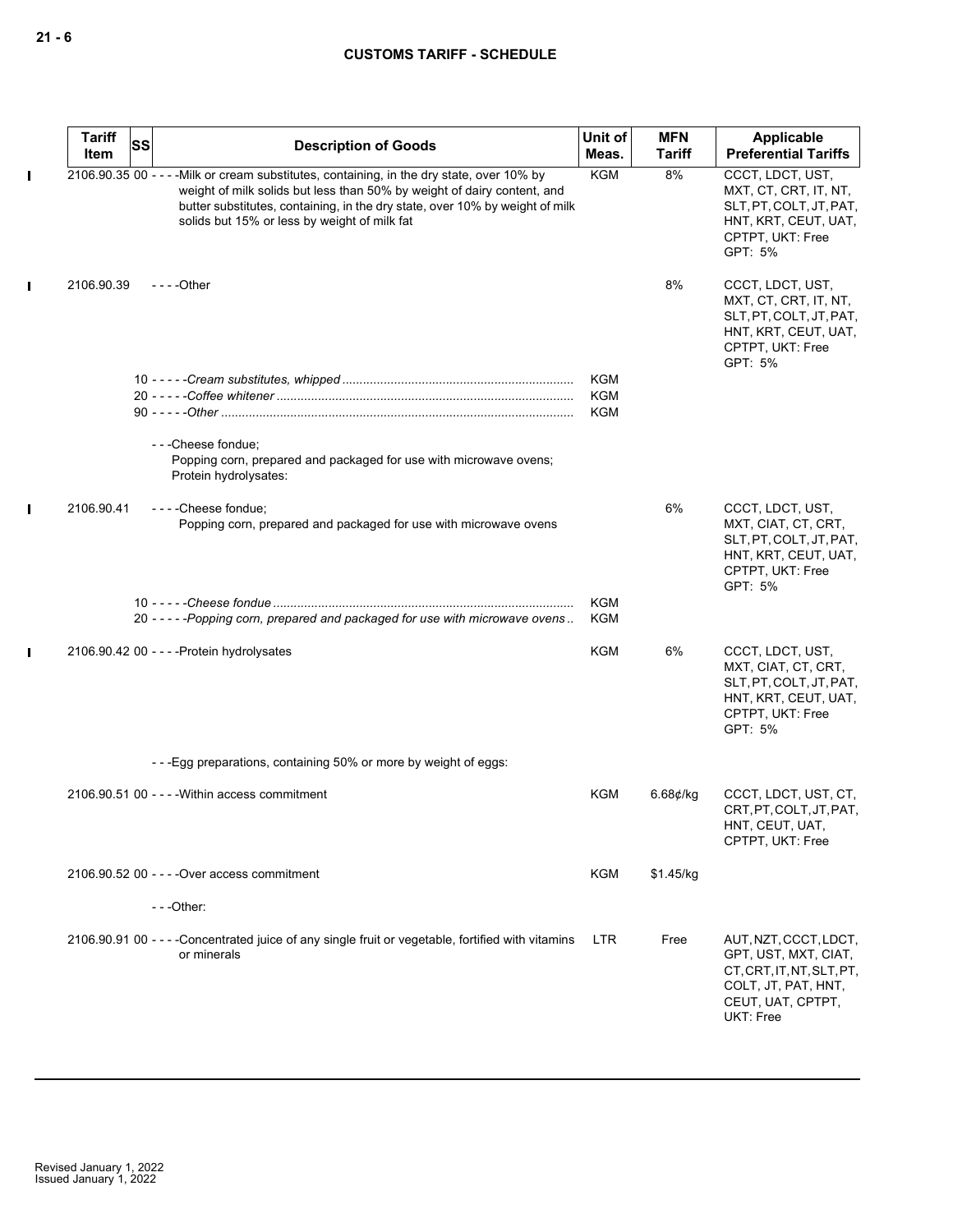| Tariff Item | SS | Description of Goods | Unit of Meas. | MFN Tariff | Applicable Preferential Tariffs |
|---|---|---|---|---|---|
| 2106.90.35 | 00 | - - - -Milk or cream substitutes, containing, in the dry state, over 10% by weight of milk solids but less than 50% by weight of dairy content, and butter substitutes, containing, in the dry state, over 10% by weight of milk solids but 15% or less by weight of milk fat | KGM | 8% | CCCT, LDCT, UST, MXT, CT, CRT, IT, NT, SLT, PT, COLT, JT, PAT, HNT, KRT, CEUT, UAT, CPTPT, UKT: Free<br>GPT: 5% |
| 2106.90.39 | | - - - -Other | | 8% | CCCT, LDCT, UST, MXT, CT, CRT, IT, NT, SLT, PT, COLT, JT, PAT, HNT, KRT, CEUT, UAT, CPTPT, UKT: Free<br>GPT: 5% |
| | 10 | - - - - -*Cream substitutes, whipped* | KGM | | |
| | 20 | - - - - -*Coffee whitener* | KGM | | |
| | 90 | - - - - -*Other* | KGM | | |
| | | - - -Cheese fondue;<br>Popping corn, prepared and packaged for use with microwave ovens;<br>Protein hydrolysates: | | | |
| 2106.90.41 | | - - - -Cheese fondue;<br>Popping corn, prepared and packaged for use with microwave ovens | | 6% | CCCT, LDCT, UST, MXT, CIAT, CT, CRT, SLT, PT, COLT, JT, PAT, HNT, KRT, CEUT, UAT, CPTPT, UKT: Free<br>GPT: 5% |
| | 10 | - - - - -*Cheese fondue* | KGM | | |
| | 20 | - - - - -*Popping corn, prepared and packaged for use with microwave ovens* | KGM | | |
| 2106.90.42 | 00 | - - - -Protein hydrolysates | KGM | 6% | CCCT, LDCT, UST, MXT, CIAT, CT, CRT, SLT, PT, COLT, JT, PAT, HNT, KRT, CEUT, UAT, CPTPT, UKT: Free<br>GPT: 5% |
| | | - - -Egg preparations, containing 50% or more by weight of eggs: | | | |
| 2106.90.51 | 00 | - - - -Within access commitment | KGM | 6.68¢/kg | CCCT, LDCT, UST, CT, CRT, PT, COLT, JT, PAT, HNT, CEUT, UAT, CPTPT, UKT: Free |
| 2106.90.52 | 00 | - - - -Over access commitment | KGM | $1.45/kg | |
| | | - - -Other: | | | |
| 2106.90.91 | 00 | - - - -Concentrated juice of any single fruit or vegetable, fortified with vitamins or minerals | LTR | Free | AUT, NZT, CCCT, LDCT, GPT, UST, MXT, CIAT, CT, CRT, IT, NT, SLT, PT, COLT, JT, PAT, HNT, CEUT, UAT, CPTPT, UKT: Free |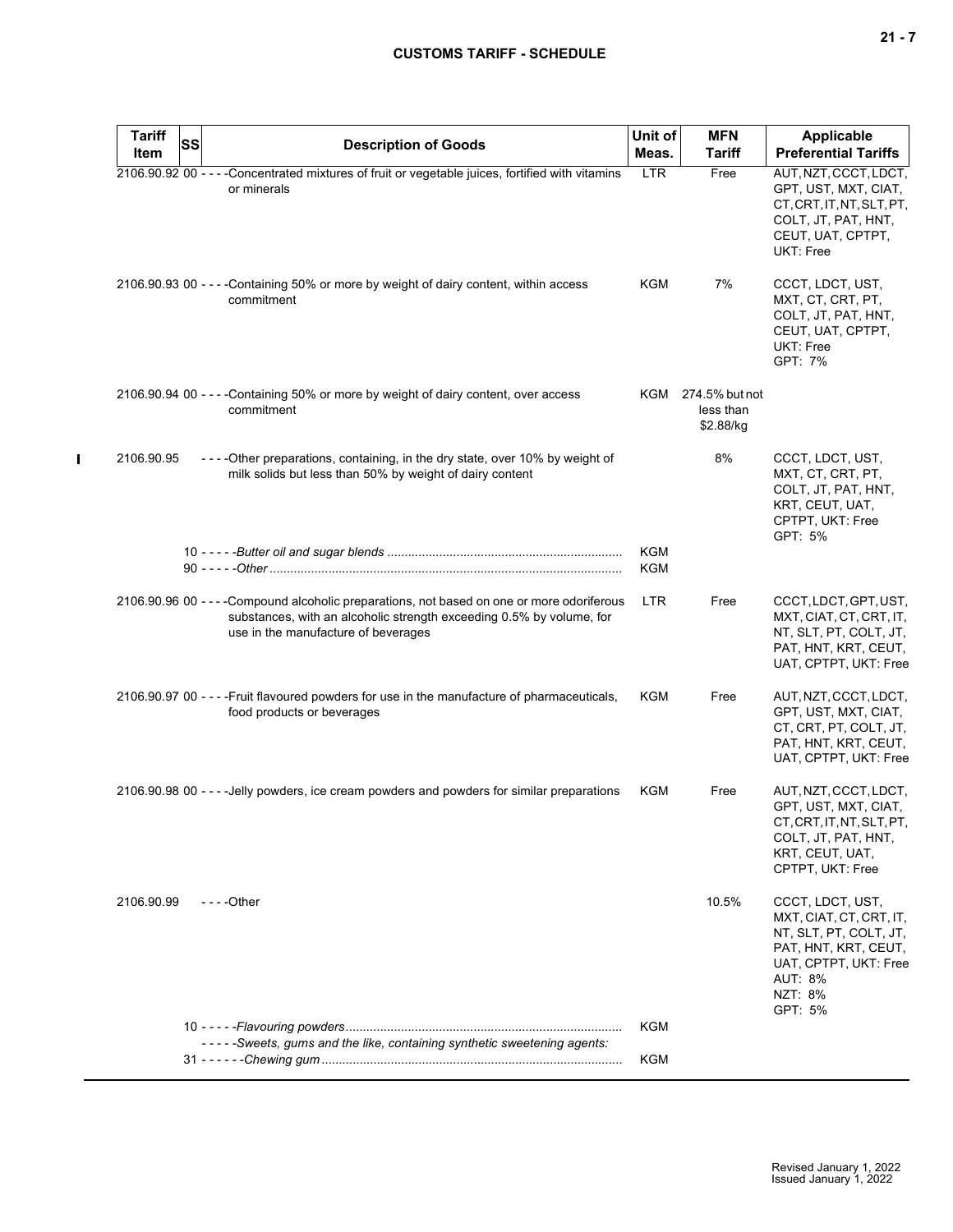| Tariff Item | SS | Description of Goods | Unit of Meas. | MFN Tariff | Applicable Preferential Tariffs |
|---|---|---|---|---|---|
| 2106.90.92 | 00 | - - - -Concentrated mixtures of fruit or vegetable juices, fortified with vitamins or minerals | LTR | Free | AUT, NZT, CCCT, LDCT, GPT, UST, MXT, CIAT, CT, CRT, IT, NT, SLT, PT, COLT, JT, PAT, HNT, CEUT, UAT, CPTPT, UKT: Free |
| 2106.90.93 | 00 | - - - -Containing 50% or more by weight of dairy content, within access commitment | KGM | 7% | CCCT, LDCT, UST, MXT, CT, CRT, PT, COLT, JT, PAT, HNT, CEUT, UAT, CPTPT, UKT: Free<br>GPT: 7% |
| 2106.90.94 | 00 | - - - -Containing 50% or more by weight of dairy content, over access commitment | KGM | 274.5% but not less than $2.88/kg | |
| 2106.90.95 | | - - - -Other preparations, containing, in the dry state, over 10% by weight of milk solids but less than 50% by weight of dairy content | | 8% | CCCT, LDCT, UST, MXT, CT, CRT, PT, COLT, JT, PAT, HNT, KRT, CEUT, UAT, CPTPT, UKT: Free<br>GPT: 5% |
| | 10 | - - - - -*Butter oil and sugar blends* | KGM | | |
| | 90 | - - - - -*Other* | KGM | | |
| 2106.90.96 | 00 | - - - -Compound alcoholic preparations, not based on one or more odoriferous substances, with an alcoholic strength exceeding 0.5% by volume, for use in the manufacture of beverages | LTR | Free | CCCT, LDCT, GPT, UST, MXT, CIAT, CT, CRT, IT, NT, SLT, PT, COLT, JT, PAT, HNT, KRT, CEUT, UAT, CPTPT, UKT: Free |
| 2106.90.97 | 00 | - - - -Fruit flavoured powders for use in the manufacture of pharmaceuticals, food products or beverages | KGM | Free | AUT, NZT, CCCT, LDCT, GPT, UST, MXT, CIAT, CT, CRT, PT, COLT, JT, PAT, HNT, KRT, CEUT, UAT, CPTPT, UKT: Free |
| 2106.90.98 | 00 | - - - -Jelly powders, ice cream powders and powders for similar preparations | KGM | Free | AUT, NZT, CCCT, LDCT, GPT, UST, MXT, CIAT, CT, CRT, IT, NT, SLT, PT, COLT, JT, PAT, HNT, KRT, CEUT, UAT, CPTPT, UKT: Free |
| 2106.90.99 | | - - - -Other | | 10.5% | CCCT, LDCT, UST, MXT, CIAT, CT, CRT, IT, NT, SLT, PT, COLT, JT, PAT, HNT, KRT, CEUT, UAT, CPTPT, UKT: Free<br>AUT: 8%<br>NZT: 8%<br>GPT: 5% |
| | 10 | - - - - -*Flavouring powders* | KGM | | |
| | | - - - - -*Sweets, gums and the like, containing synthetic sweetening agents:* | | | |
| | 31 | - - - - - -*Chewing gum* | KGM | | |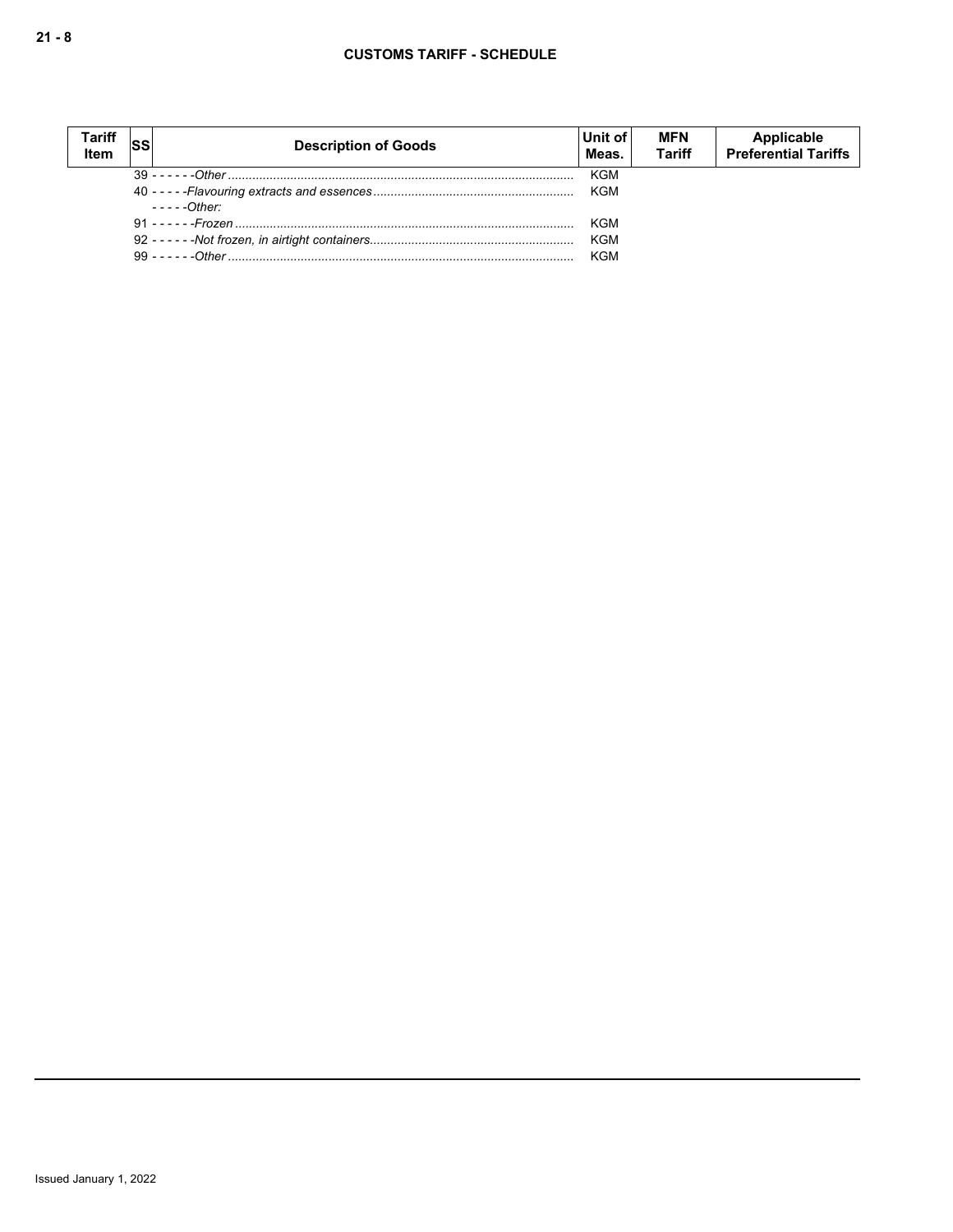| Tariff Item | SS | Description of Goods | Unit of Meas. | MFN Tariff | Applicable Preferential Tariffs |
|---|---|---|---|---|---|
| | 39 | - - - - - -*Other* | KGM | | |
| | 40 | - - - - -*Flavouring extracts and essences* | KGM | | |
| | | - - - - -*Other:* | | | |
| | 91 | - - - - - -*Frozen* | KGM | | |
| | 92 | - - - - - -*Not frozen, in airtight containers* | KGM | | |
| | 99 | - - - - - -*Other* | KGM | | |